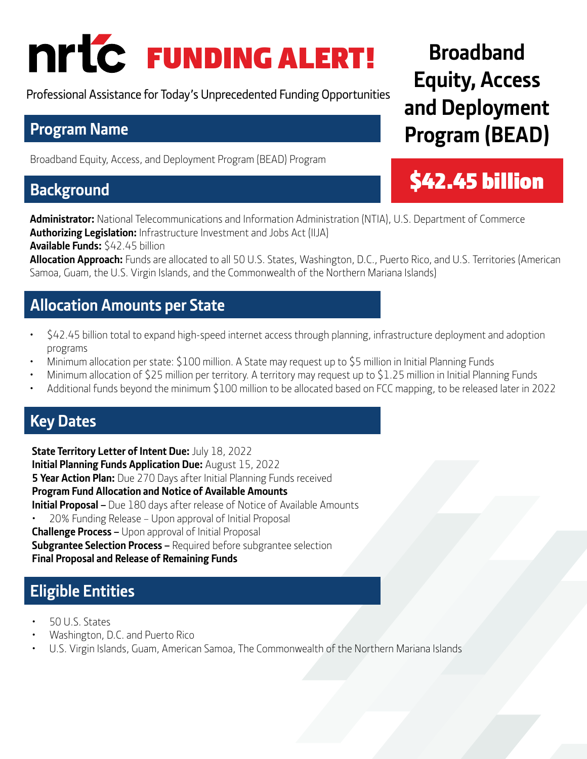# nrtc FUNDING ALERT!

Professional Assistance for Today's Unprecedented Funding Opportunities

# Broadband Equity, Access and Deployment Program (BEAD)

**$42.45 billion**

## Program Name

Broadband Equity, Access, and Deployment Program (BEAD) Program

## Background

**Administrator:** National Telecommunications and Information Administration (NTIA), U.S. Department of Commerce
**Authorizing Legislation:** Infrastructure Investment and Jobs Act (IIJA)
**Available Funds:** $42.45 billion
**Allocation Approach:** Funds are allocated to all 50 U.S. States, Washington, D.C., Puerto Rico, and U.S. Territories (American Samoa, Guam, the U.S. Virgin Islands, and the Commonwealth of the Northern Mariana Islands)

## Allocation Amounts per State

- $42.45 billion total to expand high-speed internet access through planning, infrastructure deployment and adoption programs
- Minimum allocation per state: $100 million. A State may request up to $5 million in Initial Planning Funds
- Minimum allocation of $25 million per territory. A territory may request up to $1.25 million in Initial Planning Funds
- Additional funds beyond the minimum $100 million to be allocated based on FCC mapping, to be released later in 2022

## Key Dates

**State Territory Letter of Intent Due:** July 18, 2022
**Initial Planning Funds Application Due:** August 15, 2022
**5 Year Action Plan:** Due 270 Days after Initial Planning Funds received
**Program Fund Allocation and Notice of Available Amounts**
**Initial Proposal –** Due 180 days after release of Notice of Available Amounts
- 20% Funding Release – Upon approval of Initial Proposal

**Challenge Process –** Upon approval of Initial Proposal
**Subgrantee Selection Process –** Required before subgrantee selection
**Final Proposal and Release of Remaining Funds**

## Eligible Entities

- 50 U.S. States
- Washington, D.C. and Puerto Rico
- U.S. Virgin Islands, Guam, American Samoa, The Commonwealth of the Northern Mariana Islands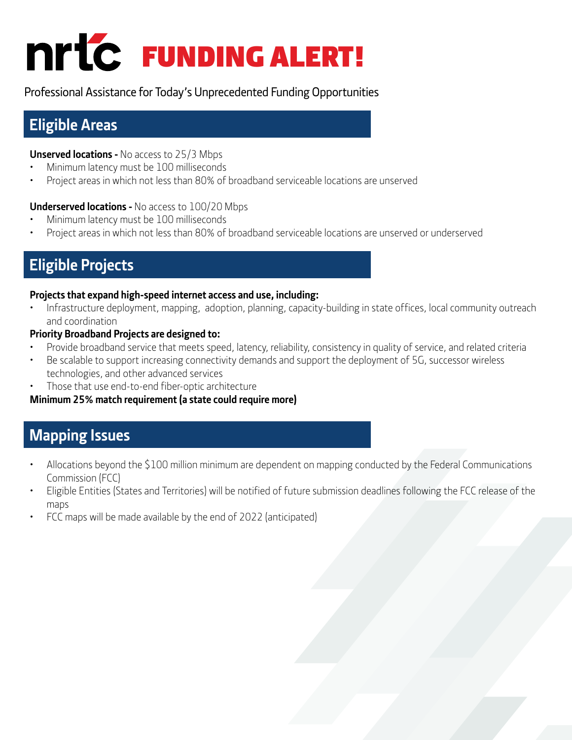# nrtc FUNDING ALERT!

Professional Assistance for Today's Unprecedented Funding Opportunities

## Eligible Areas

**Unserved locations -** No access to 25/3 Mbps

- Minimum latency must be 100 milliseconds
- Project areas in which not less than 80% of broadband serviceable locations are unserved

**Underserved locations -** No access to 100/20 Mbps

- Minimum latency must be 100 milliseconds
- Project areas in which not less than 80% of broadband serviceable locations are unserved or underserved

## Eligible Projects

**Projects that expand high-speed internet access and use, including:**

- Infrastructure deployment, mapping, adoption, planning, capacity-building in state offices, local community outreach and coordination

**Priority Broadband Projects are designed to:**

- Provide broadband service that meets speed, latency, reliability, consistency in quality of service, and related criteria
- Be scalable to support increasing connectivity demands and support the deployment of 5G, successor wireless technologies, and other advanced services
- Those that use end-to-end fiber-optic architecture

**Minimum 25% match requirement (a state could require more)**

## Mapping Issues

- Allocations beyond the $100 million minimum are dependent on mapping conducted by the Federal Communications Commission (FCC)
- Eligible Entities (States and Territories) will be notified of future submission deadlines following the FCC release of the maps
- FCC maps will be made available by the end of 2022 (anticipated)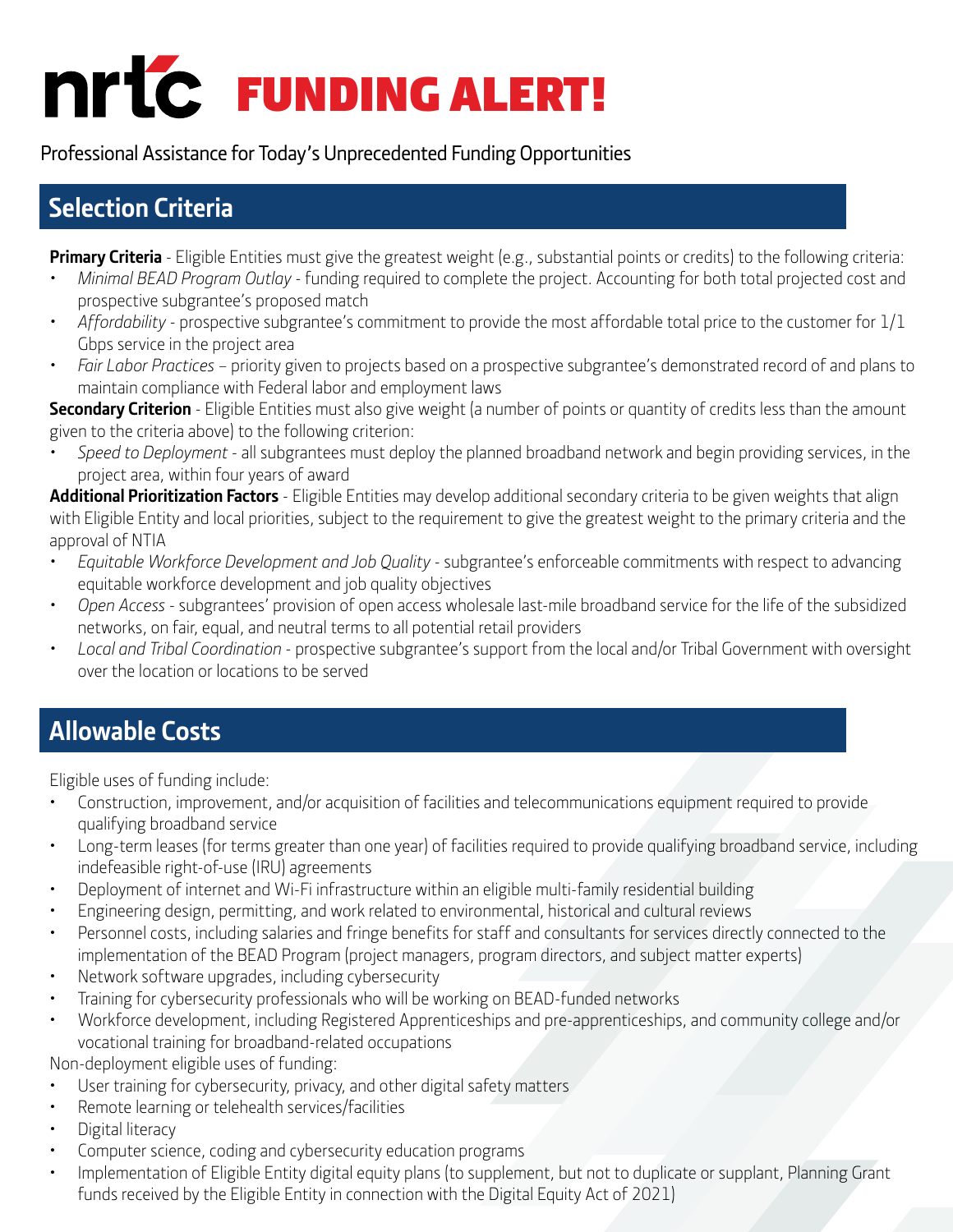# nrtc FUNDING ALERT!

Professional Assistance for Today's Unprecedented Funding Opportunities

## Selection Criteria

**Primary Criteria** - Eligible Entities must give the greatest weight (e.g., substantial points or credits) to the following criteria:

- *Minimal BEAD Program Outlay* - funding required to complete the project. Accounting for both total projected cost and prospective subgrantee's proposed match
- *Affordability* - prospective subgrantee's commitment to provide the most affordable total price to the customer for 1/1 Gbps service in the project area
- *Fair Labor Practices* – priority given to projects based on a prospective subgrantee's demonstrated record of and plans to maintain compliance with Federal labor and employment laws

**Secondary Criterion** - Eligible Entities must also give weight (a number of points or quantity of credits less than the amount given to the criteria above) to the following criterion:

- *Speed to Deployment* - all subgrantees must deploy the planned broadband network and begin providing services, in the project area, within four years of award

**Additional Prioritization Factors** - Eligible Entities may develop additional secondary criteria to be given weights that align with Eligible Entity and local priorities, subject to the requirement to give the greatest weight to the primary criteria and the approval of NTIA

- *Equitable Workforce Development and Job Quality* - subgrantee's enforceable commitments with respect to advancing equitable workforce development and job quality objectives
- *Open Access* - subgrantees' provision of open access wholesale last-mile broadband service for the life of the subsidized networks, on fair, equal, and neutral terms to all potential retail providers
- *Local and Tribal Coordination* - prospective subgrantee's support from the local and/or Tribal Government with oversight over the location or locations to be served

## Allowable Costs

Eligible uses of funding include:

- Construction, improvement, and/or acquisition of facilities and telecommunications equipment required to provide qualifying broadband service
- Long-term leases (for terms greater than one year) of facilities required to provide qualifying broadband service, including indefeasible right-of-use (IRU) agreements
- Deployment of internet and Wi-Fi infrastructure within an eligible multi-family residential building
- Engineering design, permitting, and work related to environmental, historical and cultural reviews
- Personnel costs, including salaries and fringe benefits for staff and consultants for services directly connected to the implementation of the BEAD Program (project managers, program directors, and subject matter experts)
- Network software upgrades, including cybersecurity
- Training for cybersecurity professionals who will be working on BEAD-funded networks
- Workforce development, including Registered Apprenticeships and pre-apprenticeships, and community college and/or vocational training for broadband-related occupations

Non-deployment eligible uses of funding:

- User training for cybersecurity, privacy, and other digital safety matters
- Remote learning or telehealth services/facilities
- Digital literacy
- Computer science, coding and cybersecurity education programs
- Implementation of Eligible Entity digital equity plans (to supplement, but not to duplicate or supplant, Planning Grant funds received by the Eligible Entity in connection with the Digital Equity Act of 2021)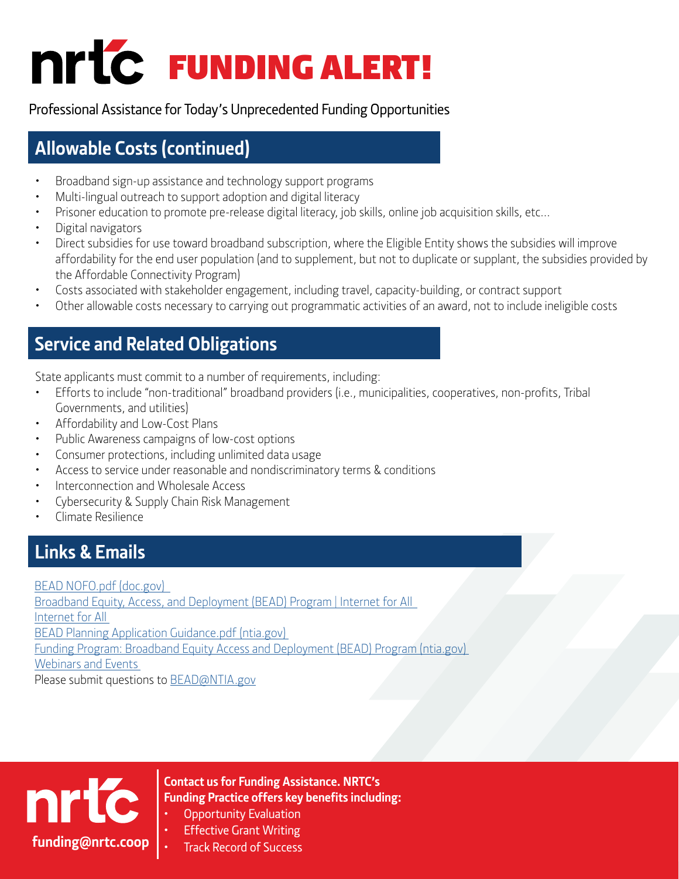# nrtc FUNDING ALERT!

Professional Assistance for Today's Unprecedented Funding Opportunities

## Allowable Costs (continued)

- Broadband sign-up assistance and technology support programs
- Multi-lingual outreach to support adoption and digital literacy
- Prisoner education to promote pre-release digital literacy, job skills, online job acquisition skills, etc...
- Digital navigators
- Direct subsidies for use toward broadband subscription, where the Eligible Entity shows the subsidies will improve affordability for the end user population (and to supplement, but not to duplicate or supplant, the subsidies provided by the Affordable Connectivity Program)
- Costs associated with stakeholder engagement, including travel, capacity-building, or contract support
- Other allowable costs necessary to carrying out programmatic activities of an award, not to include ineligible costs

## Service and Related Obligations

State applicants must commit to a number of requirements, including:

- Efforts to include "non-traditional" broadband providers (i.e., municipalities, cooperatives, non-profits, Tribal Governments, and utilities)
- Affordability and Low-Cost Plans
- Public Awareness campaigns of low-cost options
- Consumer protections, including unlimited data usage
- Access to service under reasonable and nondiscriminatory terms & conditions
- Interconnection and Wholesale Access
- Cybersecurity & Supply Chain Risk Management
- Climate Resilience

## Links & Emails

BEAD NOFO.pdf (doc.gov)
Broadband Equity, Access, and Deployment (BEAD) Program | Internet for All
Internet for All
BEAD Planning Application Guidance.pdf (ntia.gov)
Funding Program: Broadband Equity Access and Deployment (BEAD) Program (ntia.gov)
Webinars and Events
Please submit questions to BEAD@NTIA.gov

nrtc
funding@nrtc.coop

**Contact us for Funding Assistance. NRTC's Funding Practice offers key benefits including:**

- Opportunity Evaluation
- Effective Grant Writing
- Track Record of Success